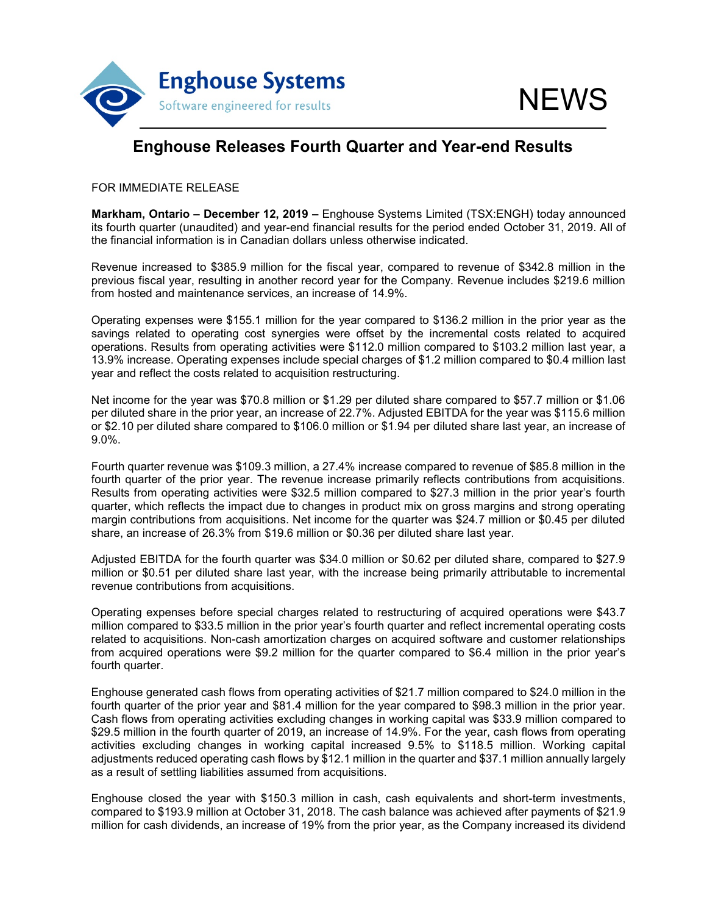# Enghouse Releases Fourth Quarter and Year-end Results

FOR IMMEDIATE RELEASE

**Markham, Ontario – December 12, 2019 –** Enghouse Systems Limited (TSX:ENGH) today announced its fourth quarter (unaudited) and year-end financial results for the period ended October 31, 2019. All of the financial information is in Canadian dollars unless otherwise indicated.

Revenue increased to $385.9 million for the fiscal year, compared to revenue of $342.8 million in the previous fiscal year, resulting in another record year for the Company. Revenue includes $219.6 million from hosted and maintenance services, an increase of 14.9%.

Operating expenses were $155.1 million for the year compared to $136.2 million in the prior year as the savings related to operating cost synergies were offset by the incremental costs related to acquired operations. Results from operating activities were $112.0 million compared to $103.2 million last year, a 13.9% increase. Operating expenses include special charges of $1.2 million compared to $0.4 million last year and reflect the costs related to acquisition restructuring.

Net income for the year was $70.8 million or $1.29 per diluted share compared to $57.7 million or $1.06 per diluted share in the prior year, an increase of 22.7%. Adjusted EBITDA for the year was $115.6 million or $2.10 per diluted share compared to $106.0 million or $1.94 per diluted share last year, an increase of 9.0%.

Fourth quarter revenue was $109.3 million, a 27.4% increase compared to revenue of $85.8 million in the fourth quarter of the prior year. The revenue increase primarily reflects contributions from acquisitions. Results from operating activities were $32.5 million compared to $27.3 million in the prior year's fourth quarter, which reflects the impact due to changes in product mix on gross margins and strong operating margin contributions from acquisitions. Net income for the quarter was $24.7 million or $0.45 per diluted share, an increase of 26.3% from $19.6 million or $0.36 per diluted share last year.

Adjusted EBITDA for the fourth quarter was $34.0 million or $0.62 per diluted share, compared to $27.9 million or $0.51 per diluted share last year, with the increase being primarily attributable to incremental revenue contributions from acquisitions.

Operating expenses before special charges related to restructuring of acquired operations were $43.7 million compared to $33.5 million in the prior year's fourth quarter and reflect incremental operating costs related to acquisitions. Non-cash amortization charges on acquired software and customer relationships from acquired operations were $9.2 million for the quarter compared to $6.4 million in the prior year's fourth quarter.

Enghouse generated cash flows from operating activities of $21.7 million compared to $24.0 million in the fourth quarter of the prior year and $81.4 million for the year compared to $98.3 million in the prior year. Cash flows from operating activities excluding changes in working capital was $33.9 million compared to $29.5 million in the fourth quarter of 2019, an increase of 14.9%. For the year, cash flows from operating activities excluding changes in working capital increased 9.5% to $118.5 million. Working capital adjustments reduced operating cash flows by $12.1 million in the quarter and $37.1 million annually largely as a result of settling liabilities assumed from acquisitions.

Enghouse closed the year with $150.3 million in cash, cash equivalents and short-term investments, compared to $193.9 million at October 31, 2018. The cash balance was achieved after payments of $21.9 million for cash dividends, an increase of 19% from the prior year, as the Company increased its dividend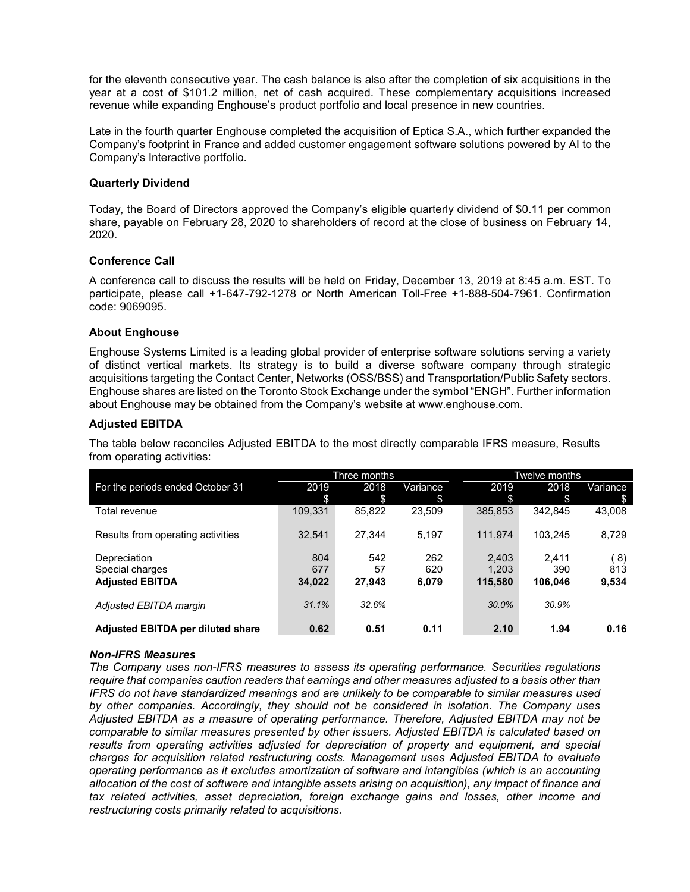for the eleventh consecutive year. The cash balance is also after the completion of six acquisitions in the year at a cost of $101.2 million, net of cash acquired. These complementary acquisitions increased revenue while expanding Enghouse's product portfolio and local presence in new countries.

Late in the fourth quarter Enghouse completed the acquisition of Eptica S.A., which further expanded the Company's footprint in France and added customer engagement software solutions powered by AI to the Company's Interactive portfolio.

**Quarterly Dividend**

Today, the Board of Directors approved the Company's eligible quarterly dividend of $0.11 per common share, payable on February 28, 2020 to shareholders of record at the close of business on February 14, 2020.

**Conference Call**

A conference call to discuss the results will be held on Friday, December 13, 2019 at 8:45 a.m. EST. To participate, please call +1-647-792-1278 or North American Toll-Free +1-888-504-7961. Confirmation code: 9069095.

**About Enghouse**

Enghouse Systems Limited is a leading global provider of enterprise software solutions serving a variety of distinct vertical markets. Its strategy is to build a diverse software company through strategic acquisitions targeting the Contact Center, Networks (OSS/BSS) and Transportation/Public Safety sectors. Enghouse shares are listed on the Toronto Stock Exchange under the symbol "ENGH". Further information about Enghouse may be obtained from the Company's website at www.enghouse.com.

**Adjusted EBITDA**

The table below reconciles Adjusted EBITDA to the most directly comparable IFRS measure, Results from operating activities:

| | Three months | | | Twelve months | | |
|---|---|---|---|---|---|---|
| For the periods ended October 31 | 2019<br>$ | 2018<br>$ | Variance<br>$ | 2019<br>$ | 2018<br>$ | Variance<br>$ |
| Total revenue | 109,331 | 85,822 | 23,509 | 385,853 | 342,845 | 43,008 |
| Results from operating activities | 32,541 | 27,344 | 5,197 | 111,974 | 103,245 | 8,729 |
| Depreciation | 804 | 542 | 262 | 2,403 | 2,411 | (8) |
| Special charges | 677 | 57 | 620 | 1,203 | 390 | 813 |
| **Adjusted EBITDA** | **34,022** | **27,943** | **6,079** | **115,580** | **106,046** | **9,534** |
| *Adjusted EBITDA margin* | *31.1%* | *32.6%* | | *30.0%* | *30.9%* | |
| **Adjusted EBITDA per diluted share** | **0.62** | **0.51** | **0.11** | **2.10** | **1.94** | **0.16** |

***Non-IFRS Measures***

*The Company uses non-IFRS measures to assess its operating performance. Securities regulations require that companies caution readers that earnings and other measures adjusted to a basis other than IFRS do not have standardized meanings and are unlikely to be comparable to similar measures used by other companies. Accordingly, they should not be considered in isolation. The Company uses Adjusted EBITDA as a measure of operating performance. Therefore, Adjusted EBITDA may not be comparable to similar measures presented by other issuers. Adjusted EBITDA is calculated based on results from operating activities adjusted for depreciation of property and equipment, and special charges for acquisition related restructuring costs. Management uses Adjusted EBITDA to evaluate operating performance as it excludes amortization of software and intangibles (which is an accounting allocation of the cost of software and intangible assets arising on acquisition), any impact of finance and tax related activities, asset depreciation, foreign exchange gains and losses, other income and restructuring costs primarily related to acquisitions.*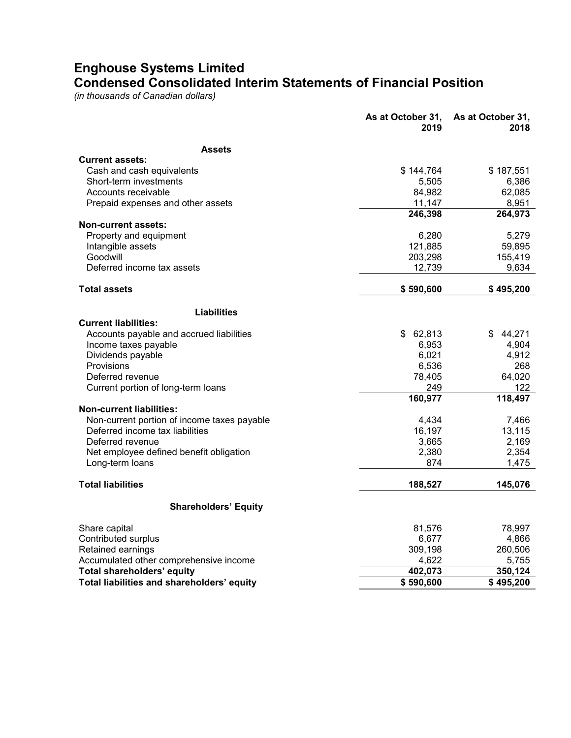# Enghouse Systems Limited

## Condensed Consolidated Interim Statements of Financial Position

*(in thousands of Canadian dollars)*

| | As at October 31, 2019 | As at October 31, 2018 |
|---|---|---|
| **Assets** | | |
| **Current assets:** | | |
| Cash and cash equivalents | $ 144,764 | $ 187,551 |
| Short-term investments | 5,505 | 6,386 |
| Accounts receivable | 84,982 | 62,085 |
| Prepaid expenses and other assets | 11,147 | 8,951 |
| | **246,398** | **264,973** |
| **Non-current assets:** | | |
| Property and equipment | 6,280 | 5,279 |
| Intangible assets | 121,885 | 59,895 |
| Goodwill | 203,298 | 155,419 |
| Deferred income tax assets | 12,739 | 9,634 |
| **Total assets** | **$ 590,600** | **$ 495,200** |
| **Liabilities** | | |
| **Current liabilities:** | | |
| Accounts payable and accrued liabilities | $ 62,813 | $ 44,271 |
| Income taxes payable | 6,953 | 4,904 |
| Dividends payable | 6,021 | 4,912 |
| Provisions | 6,536 | 268 |
| Deferred revenue | 78,405 | 64,020 |
| Current portion of long-term loans | 249 | 122 |
| | **160,977** | **118,497** |
| **Non-current liabilities:** | | |
| Non-current portion of income taxes payable | 4,434 | 7,466 |
| Deferred income tax liabilities | 16,197 | 13,115 |
| Deferred revenue | 3,665 | 2,169 |
| Net employee defined benefit obligation | 2,380 | 2,354 |
| Long-term loans | 874 | 1,475 |
| **Total liabilities** | **188,527** | **145,076** |
| **Shareholders' Equity** | | |
| Share capital | 81,576 | 78,997 |
| Contributed surplus | 6,677 | 4,866 |
| Retained earnings | 309,198 | 260,506 |
| Accumulated other comprehensive income | 4,622 | 5,755 |
| **Total shareholders' equity** | **402,073** | **350,124** |
| **Total liabilities and shareholders' equity** | **$ 590,600** | **$ 495,200** |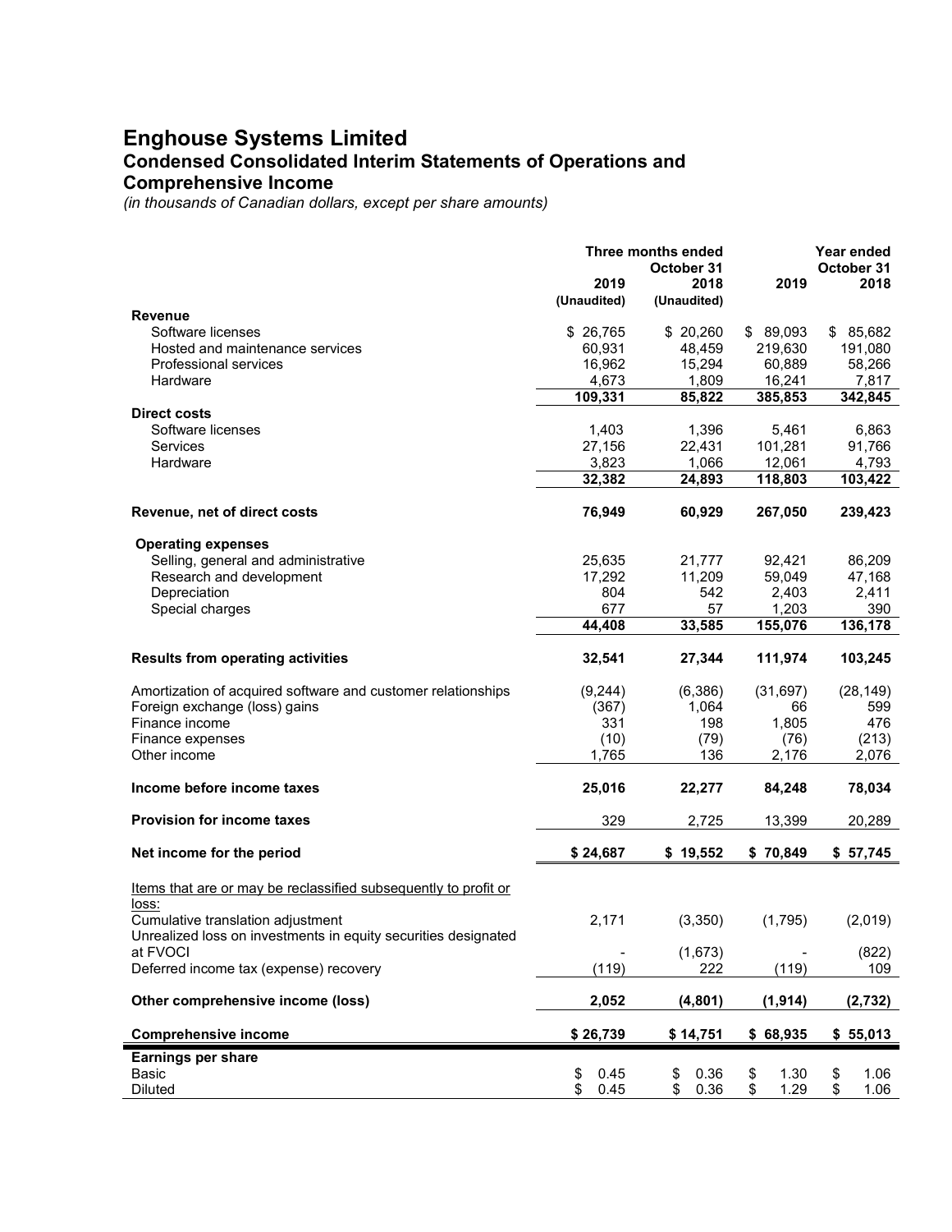# Enghouse Systems Limited

## Condensed Consolidated Interim Statements of Operations and Comprehensive Income

*(in thousands of Canadian dollars, except per share amounts)*

| | Three months ended October 31 | | Year ended October 31 | |
|---|---|---|---|---|
| | 2019 (Unaudited) | 2018 (Unaudited) | 2019 | 2018 |
| **Revenue** | | | | |
| Software licenses | $ 26,765 | $ 20,260 | $ 89,093 | $ 85,682 |
| Hosted and maintenance services | 60,931 | 48,459 | 219,630 | 191,080 |
| Professional services | 16,962 | 15,294 | 60,889 | 58,266 |
| Hardware | 4,673 | 1,809 | 16,241 | 7,817 |
| | **109,331** | **85,822** | **385,853** | **342,845** |
| **Direct costs** | | | | |
| Software licenses | 1,403 | 1,396 | 5,461 | 6,863 |
| Services | 27,156 | 22,431 | 101,281 | 91,766 |
| Hardware | 3,823 | 1,066 | 12,061 | 4,793 |
| | **32,382** | **24,893** | **118,803** | **103,422** |
| **Revenue, net of direct costs** | **76,949** | **60,929** | **267,050** | **239,423** |
| **Operating expenses** | | | | |
| Selling, general and administrative | 25,635 | 21,777 | 92,421 | 86,209 |
| Research and development | 17,292 | 11,209 | 59,049 | 47,168 |
| Depreciation | 804 | 542 | 2,403 | 2,411 |
| Special charges | 677 | 57 | 1,203 | 390 |
| | **44,408** | **33,585** | **155,076** | **136,178** |
| **Results from operating activities** | **32,541** | **27,344** | **111,974** | **103,245** |
| Amortization of acquired software and customer relationships | (9,244) | (6,386) | (31,697) | (28,149) |
| Foreign exchange (loss) gains | (367) | 1,064 | 66 | 599 |
| Finance income | 331 | 198 | 1,805 | 476 |
| Finance expenses | (10) | (79) | (76) | (213) |
| Other income | 1,765 | 136 | 2,176 | 2,076 |
| **Income before income taxes** | **25,016** | **22,277** | **84,248** | **78,034** |
| **Provision for income taxes** | 329 | 2,725 | 13,399 | 20,289 |
| **Net income for the period** | **$ 24,687** | **$ 19,552** | **$ 70,849** | **$ 57,745** |
| Items that are or may be reclassified subsequently to profit or loss: | | | | |
| Cumulative translation adjustment | 2,171 | (3,350) | (1,795) | (2,019) |
| Unrealized loss on investments in equity securities designated at FVOCI | - | (1,673) | - | (822) |
| Deferred income tax (expense) recovery | (119) | 222 | (119) | 109 |
| **Other comprehensive income (loss)** | **2,052** | **(4,801)** | **(1,914)** | **(2,732)** |
| **Comprehensive income** | **$ 26,739** | **$ 14,751** | **$ 68,935** | **$ 55,013** |
| **Earnings per share** | | | | |
| Basic | $ 0.45 | $ 0.36 | $ 1.30 | $ 1.06 |
| Diluted | $ 0.45 | $ 0.36 | $ 1.29 | $ 1.06 |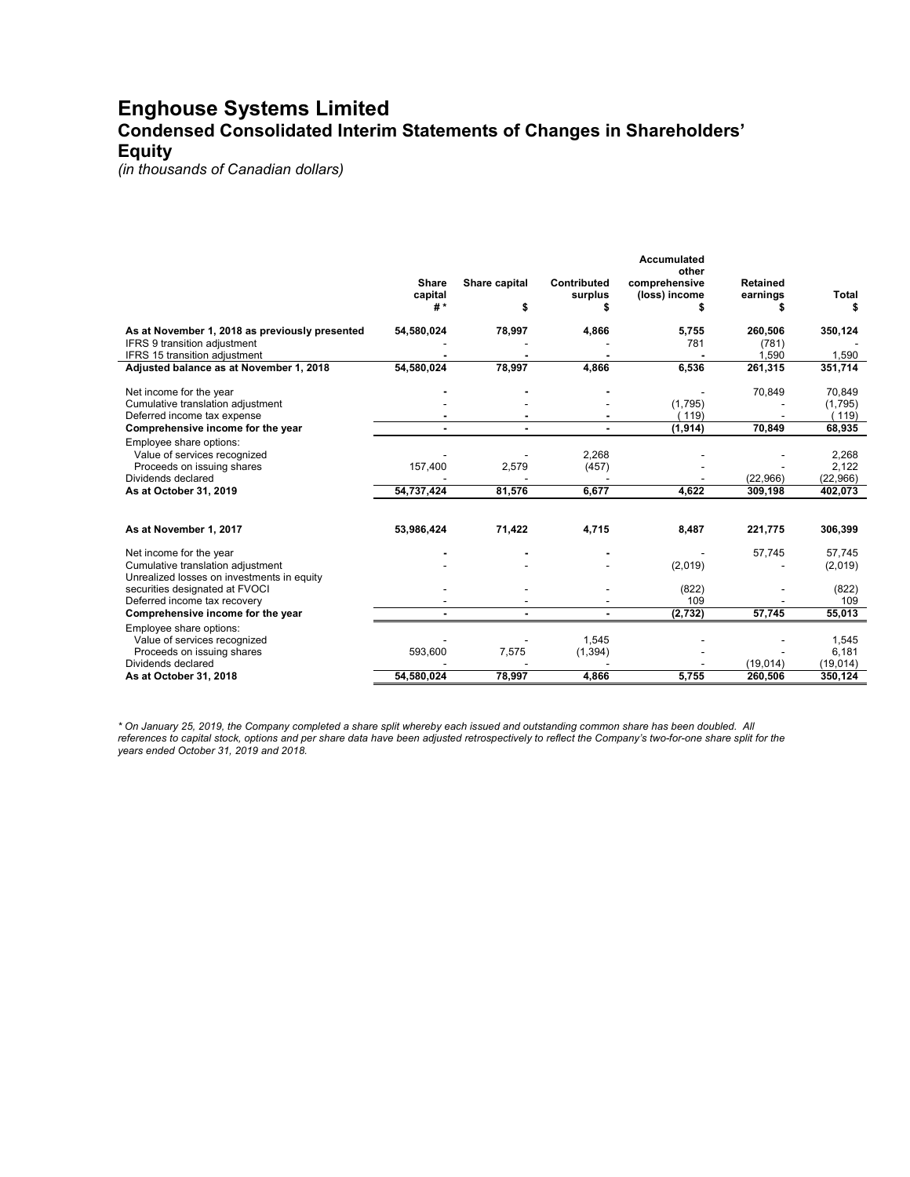# Enghouse Systems Limited

## Condensed Consolidated Interim Statements of Changes in Shareholders' Equity

*(in thousands of Canadian dollars)*

| | Share capital #* | Share capital $ | Contributed surplus $ | Accumulated other comprehensive (loss) income $ | Retained earnings $ | Total $ |
|---|---|---|---|---|---|---|
| **As at November 1, 2018 as previously presented** | **54,580,024** | **78,997** | **4,866** | **5,755** | **260,506** | **350,124** |
| IFRS 9 transition adjustment | - | - | - | 781 | (781) | - |
| IFRS 15 transition adjustment | **-** | **-** | **-** | **-** | 1,590 | 1,590 |
| **Adjusted balance as at November 1, 2018** | **54,580,024** | **78,997** | **4,866** | **6,536** | **261,315** | **351,714** |
| Net income for the year | **-** | **-** | **-** | - | 70,849 | 70,849 |
| Cumulative translation adjustment | - | - | - | (1,795) | - | (1,795) |
| Deferred income tax expense | **-** | **-** | **-** | ( 119) | - | ( 119) |
| **Comprehensive income for the year** | **-** | **-** | **-** | **(1,914)** | **70,849** | **68,935** |
| Employee share options: | | | | | | |
| Value of services recognized | - | - | 2,268 | - | - | 2,268 |
| Proceeds on issuing shares | 157,400 | 2,579 | (457) | - | - | 2,122 |
| Dividends declared | - | - | - | - | (22,966) | (22,966) |
| **As at October 31, 2019** | **54,737,424** | **81,576** | **6,677** | **4,622** | **309,198** | **402,073** |
| | | | | | | |
| **As at November 1, 2017** | **53,986,424** | **71,422** | **4,715** | **8,487** | **221,775** | **306,399** |
| Net income for the year | **-** | **-** | **-** | - | 57,745 | 57,745 |
| Cumulative translation adjustment | - | - | - | (2,019) | - | (2,019) |
| Unrealized losses on investments in equity securities designated at FVOCI | - | - | - | (822) | - | (822) |
| Deferred income tax recovery | - | - | - | 109 | - | 109 |
| **Comprehensive income for the year** | **-** | **-** | **-** | **(2,732)** | **57,745** | **55,013** |
| Employee share options: | | | | | | |
| Value of services recognized | - | - | 1,545 | - | - | 1,545 |
| Proceeds on issuing shares | 593,600 | 7,575 | (1,394) | - | - | 6,181 |
| Dividends declared | - | - | - | - | (19,014) | (19,014) |
| **As at October 31, 2018** | **54,580,024** | **78,997** | **4,866** | **5,755** | **260,506** | **350,124** |

*\* On January 25, 2019, the Company completed a share split whereby each issued and outstanding common share has been doubled. All references to capital stock, options and per share data have been adjusted retrospectively to reflect the Company's two-for-one share split for the years ended October 31, 2019 and 2018.*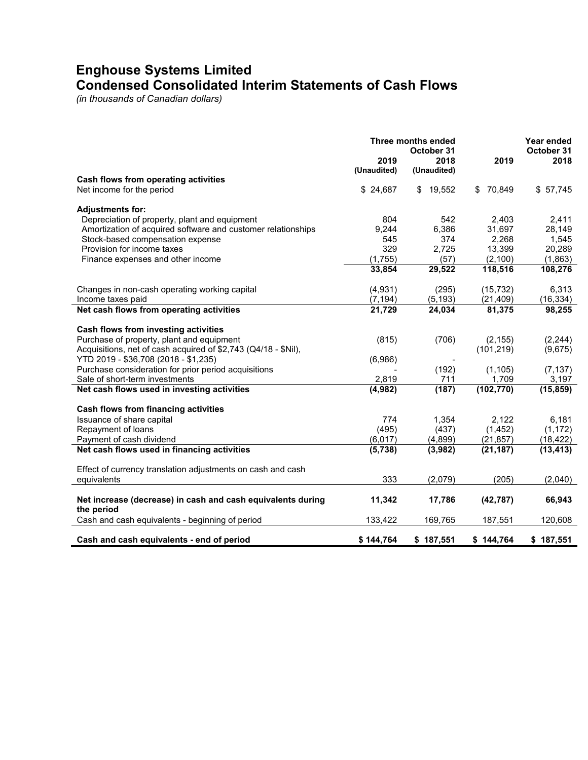# Enghouse Systems Limited
## Condensed Consolidated Interim Statements of Cash Flows
*(in thousands of Canadian dollars)*

| | Three months ended October 31 | | Year ended October 31 | |
|---|---|---|---|---|
| | 2019 (Unaudited) | 2018 (Unaudited) | 2019 | 2018 |
| **Cash flows from operating activities** | | | | |
| Net income for the period | $ 24,687 | $ 19,552 | $ 70,849 | $ 57,745 |
| **Adjustments for:** | | | | |
| Depreciation of property, plant and equipment | 804 | 542 | 2,403 | 2,411 |
| Amortization of acquired software and customer relationships | 9,244 | 6,386 | 31,697 | 28,149 |
| Stock-based compensation expense | 545 | 374 | 2,268 | 1,545 |
| Provision for income taxes | 329 | 2,725 | 13,399 | 20,289 |
| Finance expenses and other income | (1,755) | (57) | (2,100) | (1,863) |
| | **33,854** | **29,522** | **118,516** | **108,276** |
| Changes in non-cash operating working capital | (4,931) | (295) | (15,732) | 6,313 |
| Income taxes paid | (7,194) | (5,193) | (21,409) | (16,334) |
| **Net cash flows from operating activities** | **21,729** | **24,034** | **81,375** | **98,255** |
| **Cash flows from investing activities** | | | | |
| Purchase of property, plant and equipment | (815) | (706) | (2,155) | (2,244) |
| Acquisitions, net of cash acquired of $2,743 (Q4/18 - $Nil), YTD 2019 - $36,708 (2018 - $1,235) | (6,986) | - | (101,219) | (9,675) |
| Purchase consideration for prior period acquisitions | - | (192) | (1,105) | (7,137) |
| Sale of short-term investments | 2,819 | 711 | 1,709 | 3,197 |
| **Net cash flows used in investing activities** | **(4,982)** | **(187)** | **(102,770)** | **(15,859)** |
| **Cash flows from financing activities** | | | | |
| Issuance of share capital | 774 | 1,354 | 2,122 | 6,181 |
| Repayment of loans | (495) | (437) | (1,452) | (1,172) |
| Payment of cash dividend | (6,017) | (4,899) | (21,857) | (18,422) |
| **Net cash flows used in financing activities** | **(5,738)** | **(3,982)** | **(21,187)** | **(13,413)** |
| Effect of currency translation adjustments on cash and cash equivalents | 333 | (2,079) | (205) | (2,040) |
| **Net increase (decrease) in cash and cash equivalents during the period** | **11,342** | **17,786** | **(42,787)** | **66,943** |
| Cash and cash equivalents - beginning of period | 133,422 | 169,765 | 187,551 | 120,608 |
| **Cash and cash equivalents - end of period** | **$ 144,764** | **$ 187,551** | **$ 144,764** | **$ 187,551** |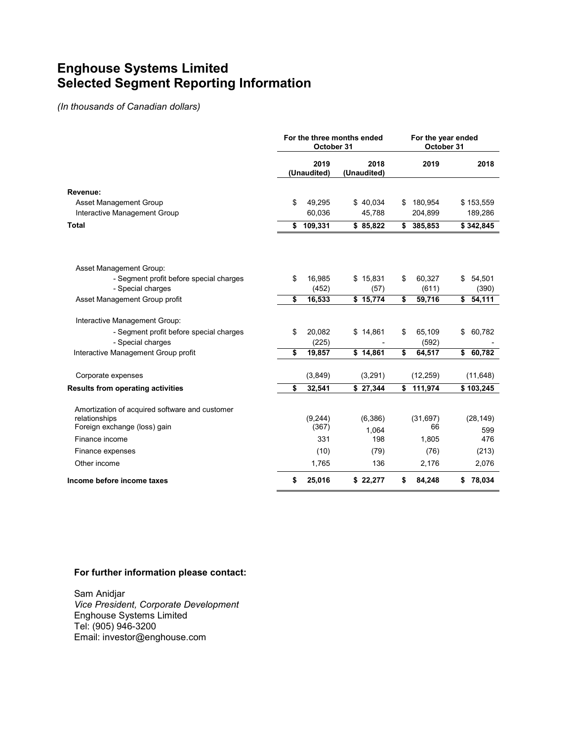# Enghouse Systems Limited
# Selected Segment Reporting Information

*(In thousands of Canadian dollars)*

| | For the three months ended October 31 | | For the year ended October 31 | |
|---|---|---|---|---|
| | 2019 (Unaudited) | 2018 (Unaudited) | 2019 | 2018 |
| **Revenue:** | | | | |
| Asset Management Group | $ 49,295 | $ 40,034 | $ 180,954 | $ 153,559 |
| Interactive Management Group | 60,036 | 45,788 | 204,899 | 189,286 |
| **Total** | **$ 109,331** | **$ 85,822** | **$ 385,853** | **$ 342,845** |
| | | | | |
| Asset Management Group: | | | | |
| - Segment profit before special charges | $ 16,985 | $ 15,831 | $ 60,327 | $ 54,501 |
| - Special charges | (452) | (57) | (611) | (390) |
| Asset Management Group profit | **$ 16,533** | **$ 15,774** | **$ 59,716** | **$ 54,111** |
| | | | | |
| Interactive Management Group: | | | | |
| - Segment profit before special charges | $ 20,082 | $ 14,861 | $ 65,109 | $ 60,782 |
| - Special charges | (225) | - | (592) | - |
| Interactive Management Group profit | **$ 19,857** | **$ 14,861** | **$ 64,517** | **$ 60,782** |
| | | | | |
| Corporate expenses | (3,849) | (3,291) | (12,259) | (11,648) |
| **Results from operating activities** | **$ 32,541** | **$ 27,344** | **$ 111,974** | **$ 103,245** |
| | | | | |
| Amortization of acquired software and customer relationships | (9,244) | (6,386) | (31,697) | (28,149) |
| Foreign exchange (loss) gain | (367) | 1,064 | 66 | 599 |
| Finance income | 331 | 198 | 1,805 | 476 |
| Finance expenses | (10) | (79) | (76) | (213) |
| Other income | 1,765 | 136 | 2,176 | 2,076 |
| **Income before income taxes** | **$ 25,016** | **$ 22,277** | **$ 84,248** | **$ 78,034** |

**For further information please contact:**

Sam Anidjar
*Vice President, Corporate Development*
Enghouse Systems Limited
Tel: (905) 946-3200
Email: investor@enghouse.com